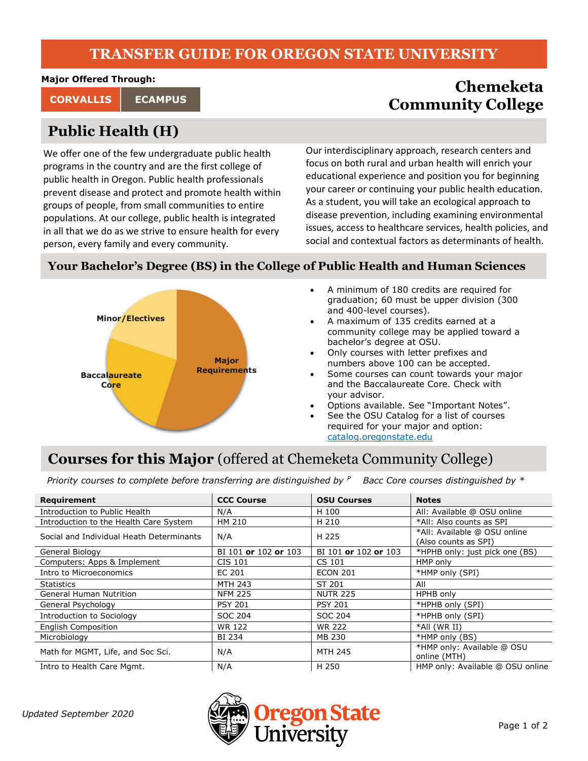# TRANSFER GUIDE FOR OREGON STATE UNIVERSITY

**Major Offered Through:**

**CORVALLIS** | **ECAMPUS**

## Chemeketa Community College

## Public Health (H)

We offer one of the few undergraduate public health programs in the country and are the first college of public health in Oregon. Public health professionals prevent disease and protect and promote health within groups of people, from small communities to entire populations. At our college, public health is integrated in all that we do as we strive to ensure health for every person, every family and every community.

Our interdisciplinary approach, research centers and focus on both rural and urban health will enrich your educational experience and position you for beginning your career or continuing your public health education. As a student, you will take an ecological approach to disease prevention, including examining environmental issues, access to healthcare services, health policies, and social and contextual factors as determinants of health.

## Your Bachelor's Degree (BS) in the College of Public Health and Human Sciences

Minor/Electives

Baccalaureate Core

Major Requirements

- A minimum of 180 credits are required for graduation; 60 must be upper division (300 and 400-level courses).
- A maximum of 135 credits earned at a community college may be applied toward a bachelor's degree at OSU.
- Only courses with letter prefixes and numbers above 100 can be accepted.
- Some courses can count towards your major and the Baccalaureate Core. Check with your advisor.
- Options available. See "Important Notes".
- See the OSU Catalog for a list of courses required for your major and option: catalog.oregonstate.edu

## Courses for this Major (offered at Chemeketa Community College)

*Priority courses to complete before transferring are distinguished by [P]    Bacc Core courses distinguished by \**

| Requirement | CCC Course | OSU Courses | Notes |
|---|---|---|---|
| Introduction to Public Health | N/A | H 100 | All: Available @ OSU online |
| Introduction to the Health Care System | HM 210 | H 210 | *All: Also counts as SPI |
| Social and Individual Heath Determinants | N/A | H 225 | *All: Available @ OSU online (Also counts as SPI) |
| General Biology | BI 101 **or** 102 **or** 103 | BI 101 **or** 102 **or** 103 | *HPHB only: just pick one (BS) |
| Computers: Apps & Implement | CIS 101 | CS 101 | HMP only |
| Intro to Microeconomics | EC 201 | ECON 201 | *HMP only (SPI) |
| Statistics | MTH 243 | ST 201 | All |
| General Human Nutrition | NFM 225 | NUTR 225 | HPHB only |
| General Psychology | PSY 201 | PSY 201 | *HPHB only (SPI) |
| Introduction to Sociology | SOC 204 | SOC 204 | *HPHB only (SPI) |
| English Composition | WR 122 | WR 222 | *All (WR II) |
| Microbiology | BI 234 | MB 230 | *HMP only (BS) |
| Math for MGMT, Life, and Soc Sci. | N/A | MTH 245 | *HMP only: Available @ OSU online (MTH) |
| Intro to Health Care Mgmt. | N/A | H 250 | HMP only: Available @ OSU online |

*Updated September 2020*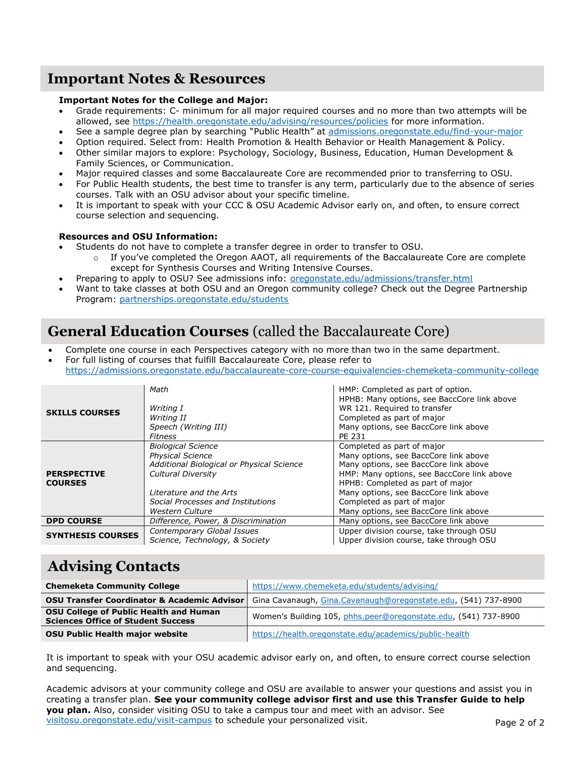## Important Notes & Resources

**Important Notes for the College and Major:**

- Grade requirements: C- minimum for all major required courses and no more than two attempts will be allowed, see https://health.oregonstate.edu/advising/resources/policies for more information.
- See a sample degree plan by searching "Public Health" at admissions.oregonstate.edu/find-your-major
- Option required. Select from: Health Promotion & Health Behavior or Health Management & Policy.
- Other similar majors to explore: Psychology, Sociology, Business, Education, Human Development & Family Sciences, or Communication.
- Major required classes and some Baccalaureate Core are recommended prior to transferring to OSU.
- For Public Health students, the best time to transfer is any term, particularly due to the absence of series courses. Talk with an OSU advisor about your specific timeline.
- It is important to speak with your CCC & OSU Academic Advisor early on, and often, to ensure correct course selection and sequencing.

**Resources and OSU Information:**

- Students do not have to complete a transfer degree in order to transfer to OSU.
    - If you've completed the Oregon AAOT, all requirements of the Baccalaureate Core are complete except for Synthesis Courses and Writing Intensive Courses.
- Preparing to apply to OSU? See admissions info: oregonstate.edu/admissions/transfer.html
- Want to take classes at both OSU and an Oregon community college? Check out the Degree Partnership Program: partnerships.oregonstate.edu/students

## General Education Courses (called the Baccalaureate Core)

- Complete one course in each Perspectives category with no more than two in the same department.
- For full listing of courses that fulfill Baccalaureate Core, please refer to https://admissions.oregonstate.edu/baccalaureate-core-course-equivalencies-chemeketa-community-college

| | | |
|---|---|---|
| **SKILLS COURSES** | *Math* | HMP: Completed as part of option.<br>HPHB: Many options, see BaccCore link above |
| | *Writing I* | WR 121. Required to transfer |
| | *Writing II* | Completed as part of major |
| | *Speech (Writing III)* | Many options, see BaccCore link above |
| | *Fitness* | PE 231 |
| **PERSPECTIVE COURSES** | *Biological Science* | Completed as part of major |
| | *Physical Science* | Many options, see BaccCore link above |
| | *Additional Biological or Physical Science* | Many options, see BaccCore link above |
| | *Cultural Diversity* | HMP: Many options, see BaccCore link above<br>HPHB: Completed as part of major |
| | *Literature and the Arts* | Many options, see BaccCore link above |
| | *Social Processes and Institutions* | Completed as part of major |
| | *Western Culture* | Many options, see BaccCore link above |
| **DPD COURSE** | *Difference, Power, & Discrimination* | Many options, see BaccCore link above |
| **SYNTHESIS COURSES** | *Contemporary Global Issues* | Upper division course, take through OSU |
| | *Science, Technology, & Society* | Upper division course, take through OSU |

## Advising Contacts

| | |
|---|---|
| **Chemeketa Community College** | https://www.chemeketa.edu/students/advising/ |
| **OSU Transfer Coordinator & Academic Advisor** | Gina Cavanaugh, Gina.Cavanaugh@oregonstate.edu, (541) 737-8900 |
| **OSU College of Public Health and Human Sciences Office of Student Success** | Women's Building 105, phhs.peer@oregonstate.edu, (541) 737-8900 |
| **OSU Public Health major website** | https://health.oregonstate.edu/academics/public-health |

It is important to speak with your OSU academic advisor early on, and often, to ensure correct course selection and sequencing.

Academic advisors at your community college and OSU are available to answer your questions and assist you in creating a transfer plan. **See your community college advisor first and use this Transfer Guide to help you plan.** Also, consider visiting OSU to take a campus tour and meet with an advisor. See visitosu.oregonstate.edu/visit-campus to schedule your personalized visit.